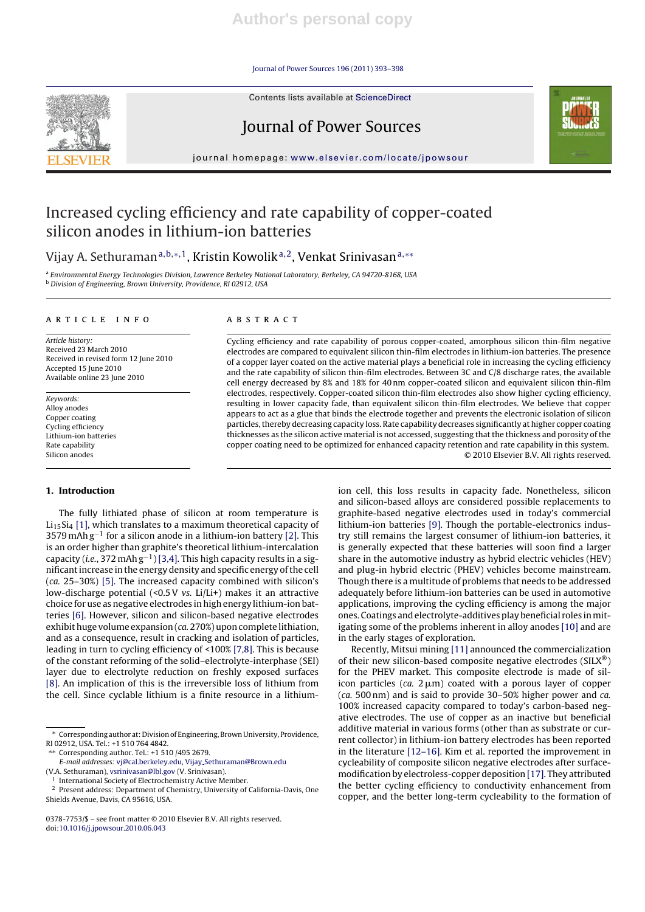# Increased cycling efficiency and rate capability of copper-coated silicon anodes in lithium-ion batteries

Vijay A. Sethuraman[a,b,*,1], Kristin Kowolik[a,2], Venkat Srinivasan[a,**]

[a] Environmental Energy Technologies Division, Lawrence Berkeley National Laboratory, Berkeley, CA 94720-8168, USA
[b] Division of Engineering, Brown University, Providence, RI 02912, USA

## ARTICLE INFO

*Article history:*
Received 23 March 2010
Received in revised form 12 June 2010
Accepted 15 June 2010
Available online 23 June 2010

*Keywords:*
Alloy anodes
Copper coating
Cycling efficiency
Lithium-ion batteries
Rate capability
Silicon anodes

## ABSTRACT

Cycling efficiency and rate capability of porous copper-coated, amorphous silicon thin-film negative electrodes are compared to equivalent silicon thin-film electrodes in lithium-ion batteries. The presence of a copper layer coated on the active material plays a beneficial role in increasing the cycling efficiency and the rate capability of silicon thin-film electrodes. Between 3C and C/8 discharge rates, the available cell energy decreased by 8% and 18% for 40 nm copper-coated silicon and equivalent silicon thin-film electrodes, respectively. Copper-coated silicon thin-film electrodes also show higher cycling efficiency, resulting in lower capacity fade, than equivalent silicon thin-film electrodes. We believe that copper appears to act as a glue that binds the electrode together and prevents the electronic isolation of silicon particles, thereby decreasing capacity loss. Rate capability decreases significantly at higher copper coating thicknesses as the silicon active material is not accessed, suggesting that the thickness and porosity of the copper coating need to be optimized for enhanced capacity retention and rate capability in this system.

© 2010 Elsevier B.V. All rights reserved.

## 1. Introduction

The fully lithiated phase of silicon at room temperature is $Li_{15}Si_4$ [1], which translates to a maximum theoretical capacity of 3579 mAh $g^{-1}$ for a silicon anode in a lithium-ion battery [2]. This is an order higher than graphite's theoretical lithium-intercalation capacity (*i.e.*, 372 mAh $g^{-1}$) [3,4]. This high capacity results in a significant increase in the energy density and specific energy of the cell (*ca.* 25–30%) [5]. The increased capacity combined with silicon's low-discharge potential (<0.5 V *vs.* Li/Li+) makes it an attractive choice for use as negative electrodes in high energy lithium-ion batteries [6]. However, silicon and silicon-based negative electrodes exhibit huge volume expansion (*ca.* 270%) upon complete lithiation, and as a consequence, result in cracking and isolation of particles, leading in turn to cycling efficiency of <100% [7,8]. This is because of the constant reforming of the solid–electrolyte-interphase (SEI) layer due to electrolyte reduction on freshly exposed surfaces [8]. An implication of this is the irreversible loss of lithium from the cell. Since cyclable lithium is a finite resource in a lithium-ion cell, this loss results in capacity fade. Nonetheless, silicon and silicon-based alloys are considered possible replacements to graphite-based negative electrodes used in today's commercial lithium-ion batteries [9]. Though the portable-electronics industry still remains the largest consumer of lithium-ion batteries, it is generally expected that these batteries will soon find a larger share in the automotive industry as hybrid electric vehicles (HEV) and plug-in hybrid electric (PHEV) vehicles become mainstream. Though there is a multitude of problems that needs to be addressed adequately before lithium-ion batteries can be used in automotive applications, improving the cycling efficiency is among the major ones. Coatings and electrolyte-additives play beneficial roles in mitigating some of the problems inherent in alloy anodes [10] and are in the early stages of exploration.

Recently, Mitsui mining [11] announced the commercialization of their new silicon-based composite negative electrodes (SILX®) for the PHEV market. This composite electrode is made of silicon particles (*ca.* 2 μm) coated with a porous layer of copper (*ca.* 500 nm) and is said to provide 30–50% higher power and *ca.* 100% increased capacity compared to today's carbon-based negative electrodes. The use of copper as an inactive but beneficial additive material in various forms (other than as substrate or current collector) in lithium-ion battery electrodes has been reported in the literature [12–16]. Kim et al. reported the improvement in cycleability of composite silicon negative electrodes after surface-modification by electroless-copper deposition [17]. They attributed the better cycling efficiency to conductivity enhancement from copper, and the better long-term cycleability to the formation of

---

\* Corresponding author at: Division of Engineering, Brown University, Providence, RI 02912, USA. Tel.: +1 510 764 4842.
\*\* Corresponding author. Tel.: +1 510 /495 2679.
*E-mail addresses:* vj@cal.berkeley.edu, Vijay_Sethuraman@Brown.edu (V.A. Sethuraman), vsrinivasan@lbl.gov (V. Srinivasan).
[1] International Society of Electrochemistry Active Member.
[2] Present address: Department of Chemistry, University of California-Davis, One Shields Avenue, Davis, CA 95616, USA.

0378-7753/$ – see front matter © 2010 Elsevier B.V. All rights reserved.
doi:10.1016/j.jpowsour.2010.06.043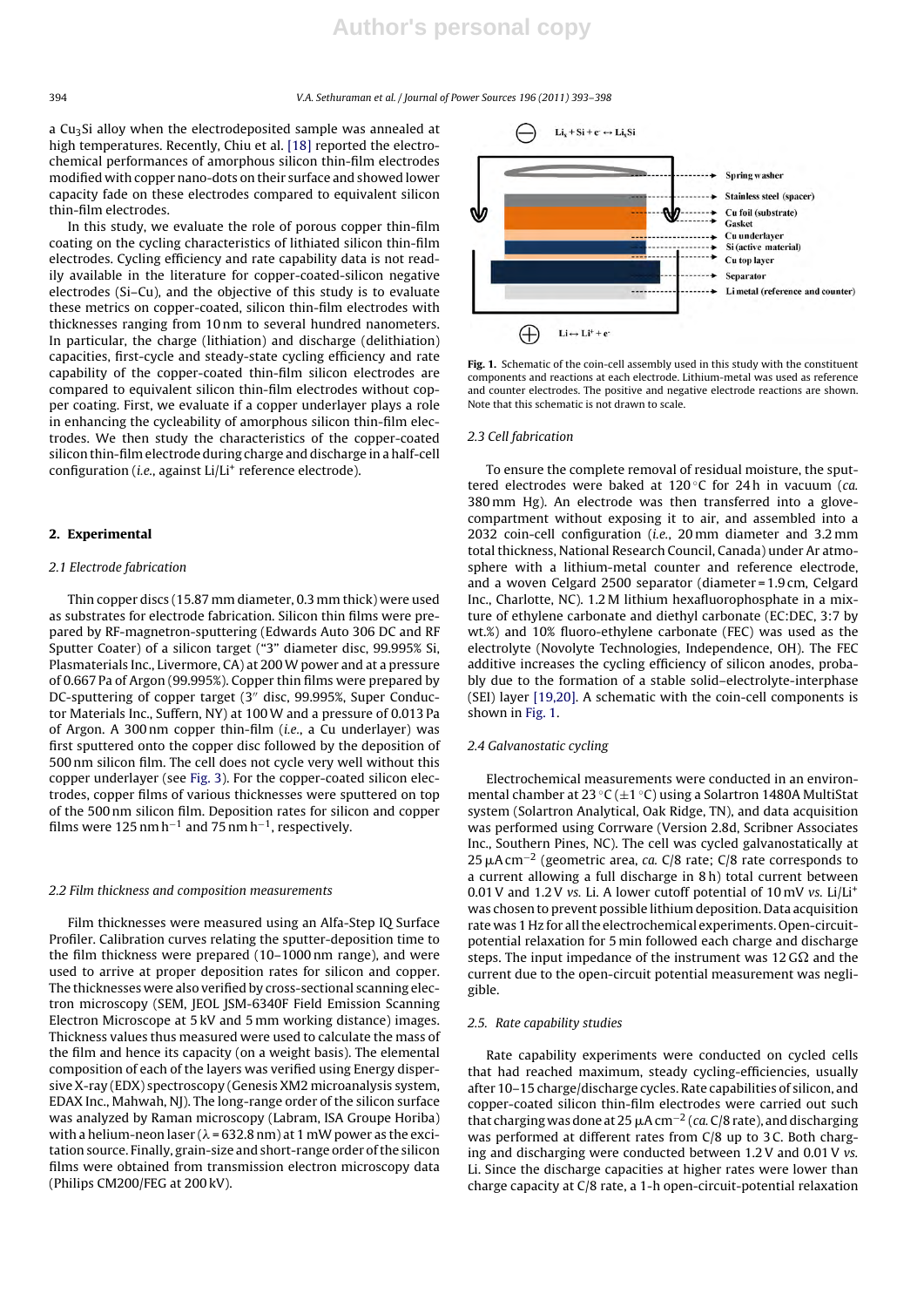a $Cu_3Si$ alloy when the electrodeposited sample was annealed at high temperatures. Recently, Chiu et al. [18] reported the electrochemical performances of amorphous silicon thin-film electrodes modified with copper nano-dots on their surface and showed lower capacity fade on these electrodes compared to equivalent silicon thin-film electrodes.

In this study, we evaluate the role of porous copper thin-film coating on the cycling characteristics of lithiated silicon thin-film electrodes. Cycling efficiency and rate capability data is not readily available in the literature for copper-coated-silicon negative electrodes (Si–Cu), and the objective of this study is to evaluate these metrics on copper-coated, silicon thin-film electrodes with thicknesses ranging from 10 nm to several hundred nanometers. In particular, the charge (lithiation) and discharge (delithiation) capacities, first-cycle and steady-state cycling efficiency and rate capability of the copper-coated thin-film silicon electrodes are compared to equivalent silicon thin-film electrodes without copper coating. First, we evaluate if a copper underlayer plays a role in enhancing the cycleability of amorphous silicon thin-film electrodes. We then study the characteristics of the copper-coated silicon thin-film electrode during charge and discharge in a half-cell configuration (*i.e.*, against Li/Li$^+$ reference electrode).

## 2. Experimental

### 2.1 Electrode fabrication

Thin copper discs (15.87 mm diameter, 0.3 mm thick) were used as substrates for electrode fabrication. Silicon thin films were prepared by RF-magnetron-sputtering (Edwards Auto 306 DC and RF Sputter Coater) of a silicon target ("3" diameter disc, 99.995% Si, Plasmaterials Inc., Livermore, CA) at 200 W power and at a pressure of 0.667 Pa of Argon (99.995%). Copper thin films were prepared by DC-sputtering of copper target (3″ disc, 99.995%, Super Conductor Materials Inc., Suffern, NY) at 100 W and a pressure of 0.013 Pa of Argon. A 300 nm copper thin-film (*i.e.*, a Cu underlayer) was first sputtered onto the copper disc followed by the deposition of 500 nm silicon film. The cell does not cycle very well without this copper underlayer (see Fig. 3). For the copper-coated silicon electrodes, copper films of various thicknesses were sputtered on top of the 500 nm silicon film. Deposition rates for silicon and copper films were 125 nm h$^{-1}$ and 75 nm h$^{-1}$, respectively.

### 2.2 Film thickness and composition measurements

Film thicknesses were measured using an Alfa-Step IQ Surface Profiler. Calibration curves relating the sputter-deposition time to the film thickness were prepared (10–1000 nm range), and were used to arrive at proper deposition rates for silicon and copper. The thicknesses were also verified by cross-sectional scanning electron microscopy (SEM, JEOL JSM-6340F Field Emission Scanning Electron Microscope at 5 kV and 5 mm working distance) images. Thickness values thus measured were used to calculate the mass of the film and hence its capacity (on a weight basis). The elemental composition of each of the layers was verified using Energy dispersive X-ray (EDX) spectroscopy (Genesis XM2 microanalysis system, EDAX Inc., Mahwah, NJ). The long-range order of the silicon surface was analyzed by Raman microscopy (Labram, ISA Groupe Horiba) with a helium-neon laser ($\lambda$ = 632.8 nm) at 1 mW power as the excitation source. Finally, grain-size and short-range order of the silicon films were obtained from transmission electron microscopy data (Philips CM200/FEG at 200 kV).

Fig. 1. Schematic of the coin-cell assembly used in this study with the constituent components and reactions at each electrode. Lithium-metal was used as reference and counter electrodes. The positive and negative electrode reactions are shown. Note that this schematic is not drawn to scale.

### 2.3 Cell fabrication

To ensure the complete removal of residual moisture, the sputtered electrodes were baked at 120 °C for 24 h in vacuum (*ca.* 380 mm Hg). An electrode was then transferred into a glove-compartment without exposing it to air, and assembled into a 2032 coin-cell configuration (*i.e.*, 20 mm diameter and 3.2 mm total thickness, National Research Council, Canada) under Ar atmosphere with a lithium-metal counter and reference electrode, and a woven Celgard 2500 separator (diameter = 1.9 cm, Celgard Inc., Charlotte, NC). 1.2 M lithium hexafluorophosphate in a mixture of ethylene carbonate and diethyl carbonate (EC:DEC, 3:7 by wt.%) and 10% fluoro-ethylene carbonate (FEC) was used as the electrolyte (Novolyte Technologies, Independence, OH). The FEC additive increases the cycling efficiency of silicon anodes, probably due to the formation of a stable solid–electrolyte-interphase (SEI) layer [19,20]. A schematic with the coin-cell components is shown in Fig. 1.

### 2.4 Galvanostatic cycling

Electrochemical measurements were conducted in an environmental chamber at 23 °C (±1 °C) using a Solartron 1480A MultiStat system (Solartron Analytical, Oak Ridge, TN), and data acquisition was performed using Corrware (Version 2.8d, Scribner Associates Inc., Southern Pines, NC). The cell was cycled galvanostatically at 25 µA cm$^{-2}$ (geometric area, *ca.* C/8 rate; C/8 rate corresponds to a current allowing a full discharge in 8 h) total current between 0.01 V and 1.2 V *vs.* Li. A lower cutoff potential of 10 mV *vs.* Li/Li$^+$ was chosen to prevent possible lithium deposition. Data acquisition rate was 1 Hz for all the electrochemical experiments. Open-circuit-potential relaxation for 5 min followed each charge and discharge steps. The input impedance of the instrument was 12 GΩ and the current due to the open-circuit potential measurement was negligible.

### 2.5. Rate capability studies

Rate capability experiments were conducted on cycled cells that had reached maximum, steady cycling-efficiencies, usually after 10–15 charge/discharge cycles. Rate capabilities of silicon, and copper-coated silicon thin-film electrodes were carried out such that charging was done at 25 µA cm$^{-2}$ (*ca.* C/8 rate), and discharging was performed at different rates from C/8 up to 3C. Both charging and discharging were conducted between 1.2 V and 0.01 V *vs.* Li. Since the discharge capacities at higher rates were lower than charge capacity at C/8 rate, a 1-h open-circuit-potential relaxation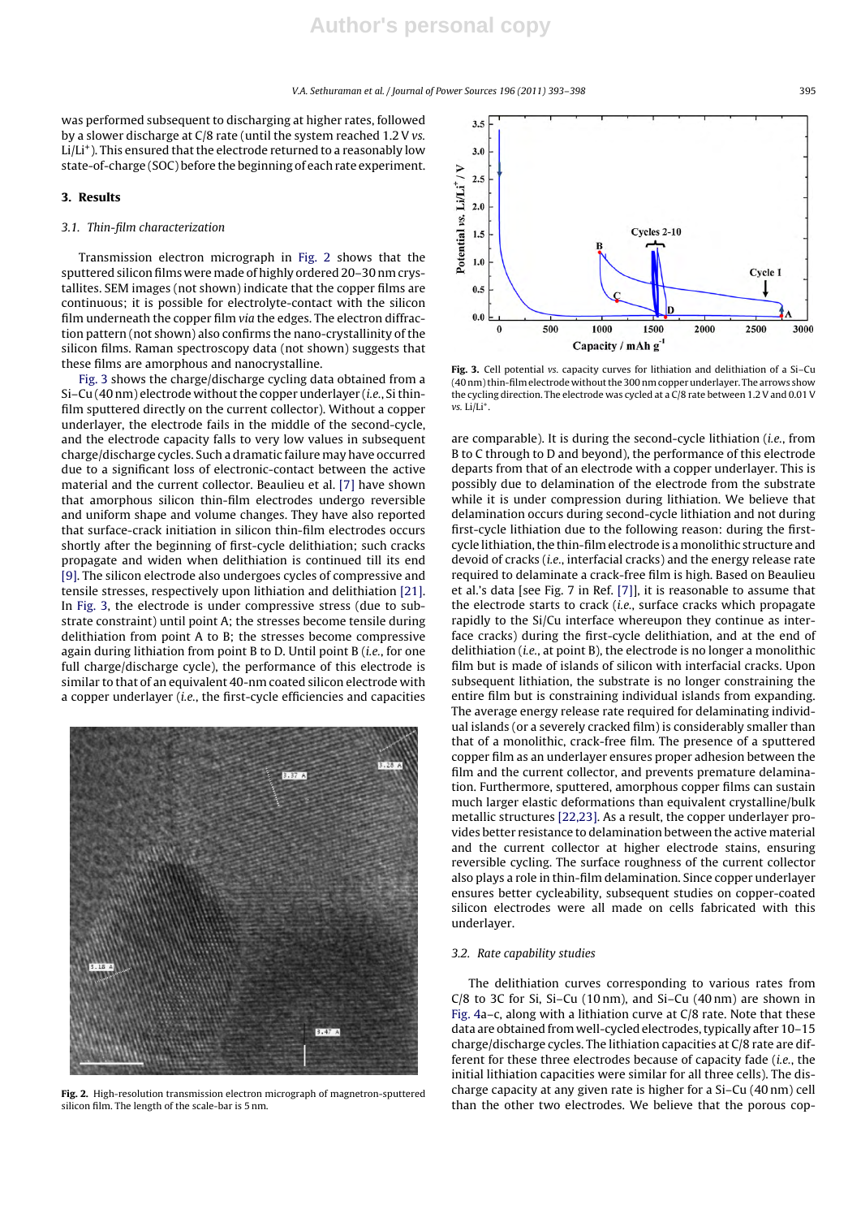was performed subsequent to discharging at higher rates, followed by a slower discharge at C/8 rate (until the system reached 1.2 V *vs.* $Li/Li^+$). This ensured that the electrode returned to a reasonably low state-of-charge (SOC) before the beginning of each rate experiment.

## 3. Results

### 3.1. Thin-film characterization

Transmission electron micrograph in Fig. 2 shows that the sputtered silicon films were made of highly ordered 20–30 nm crystallites. SEM images (not shown) indicate that the copper films are continuous; it is possible for electrolyte-contact with the silicon film underneath the copper film *via* the edges. The electron diffraction pattern (not shown) also confirms the nano-crystallinity of the silicon films. Raman spectroscopy data (not shown) suggests that these films are amorphous and nanocrystalline.

Fig. 3 shows the charge/discharge cycling data obtained from a Si–Cu (40 nm) electrode without the copper underlayer (*i.e.*, Si thin-film sputtered directly on the current collector). Without a copper underlayer, the electrode fails in the middle of the second-cycle, and the electrode capacity falls to very low values in subsequent charge/discharge cycles. Such a dramatic failure may have occurred due to a significant loss of electronic-contact between the active material and the current collector. Beaulieu et al. [7] have shown that amorphous silicon thin-film electrodes undergo reversible and uniform shape and volume changes. They have also reported that surface-crack initiation in silicon thin-film electrodes occurs shortly after the beginning of first-cycle delithiation; such cracks propagate and widen when delithiation is continued till its end [9]. The silicon electrode also undergoes cycles of compressive and tensile stresses, respectively upon lithiation and delithiation [21]. In Fig. 3, the electrode is under compressive stress (due to substrate constraint) until point A; the stresses become tensile during delithiation from point A to B; the stresses become compressive again during lithiation from point B to D. Until point B (*i.e.*, for one full charge/discharge cycle), the performance of this electrode is similar to that of an equivalent 40-nm coated silicon electrode with a copper underlayer (*i.e.*, the first-cycle efficiencies and capacities

**Fig. 2.** High-resolution transmission electron micrograph of magnetron-sputtered silicon film. The length of the scale-bar is 5 nm.

Potential *vs.* $Li/Li^+$ / V
Capacity / mAh $g^{-1}$
Cycles 2-10
Cycle 1
A
B
C
D
3.5
3.0
2.5
2.0
1.5
1.0
0.5
0.0
0
500
1000
1500
2000
2500
3000

**Fig. 3.** Cell potential *vs.* capacity curves for lithiation and delithiation of a Si–Cu (40 nm) thin-film electrode without the 300 nm copper underlayer. The arrows show the cycling direction. The electrode was cycled at a C/8 rate between 1.2 V and 0.01 V *vs.* $Li/Li^+$.

are comparable). It is during the second-cycle lithiation (*i.e.*, from B to C through to D and beyond), the performance of this electrode departs from that of an electrode with a copper underlayer. This is possibly due to delamination of the electrode from the substrate while it is under compression during lithiation. We believe that delamination occurs during second-cycle lithiation and not during first-cycle lithiation due to the following reason: during the first-cycle lithiation, the thin-film electrode is a monolithic structure and devoid of cracks (*i.e.*, interfacial cracks) and the energy release rate required to delaminate a crack-free film is high. Based on Beaulieu et al.'s data [see Fig. 7 in Ref. [7]], it is reasonable to assume that the electrode starts to crack (*i.e.*, surface cracks which propagate rapidly to the Si/Cu interface whereupon they continue as interface cracks) during the first-cycle delithiation, and at the end of delithiation (*i.e.*, at point B), the electrode is no longer a monolithic film but is made of islands of silicon with interfacial cracks. Upon subsequent lithiation, the substrate is no longer constraining the entire film but is constraining individual islands from expanding. The average energy release rate required for delaminating individual islands (or a severely cracked film) is considerably smaller than that of a monolithic, crack-free film. The presence of a sputtered copper film as an underlayer ensures proper adhesion between the film and the current collector, and prevents premature delamination. Furthermore, sputtered, amorphous copper films can sustain much larger elastic deformations than equivalent crystalline/bulk metallic structures [22,23]. As a result, the copper underlayer provides better resistance to delamination between the active material and the current collector at higher electrode stains, ensuring reversible cycling. The surface roughness of the current collector also plays a role in thin-film delamination. Since copper underlayer ensures better cycleability, subsequent studies on copper-coated silicon electrodes were all made on cells fabricated with this underlayer.

### 3.2. Rate capability studies

The delithiation curves corresponding to various rates from C/8 to 3C for Si, Si–Cu (10 nm), and Si–Cu (40 nm) are shown in Fig. 4a–c, along with a lithiation curve at C/8 rate. Note that these data are obtained from well-cycled electrodes, typically after 10–15 charge/discharge cycles. The lithiation capacities at C/8 rate are different for these three electrodes because of capacity fade (*i.e.*, the initial lithiation capacities were similar for all three cells). The discharge capacity at any given rate is higher for a Si–Cu (40 nm) cell than the other two electrodes. We believe that the porous cop-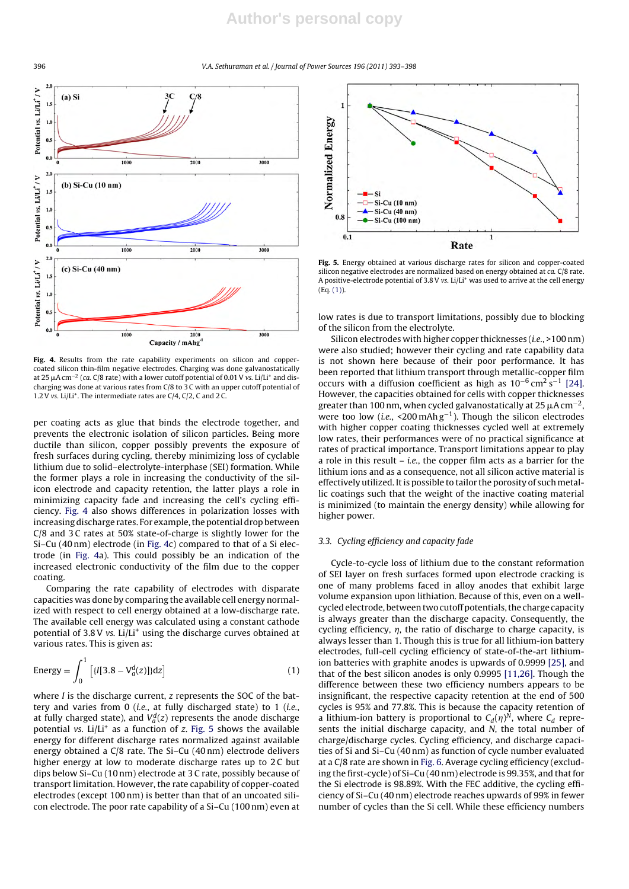Fig. 4. Results from the rate capability experiments on silicon and copper-coated silicon thin-film negative electrodes. Charging was done galvanostatically at 25 μA cm$^{-2}$ (*ca.* C/8 rate) with a lower cutoff potential of 0.01 V *vs.* Li/Li$^+$ and discharging was done at various rates from C/8 to 3 C with an upper cutoff potential of 1.2 V *vs.* Li/Li$^+$. The intermediate rates are C/4, C/2, C and 2 C.

Fig. 5. Energy obtained at various discharge rates for silicon and copper-coated silicon negative electrodes are normalized based on energy obtained at *ca.* C/8 rate. A positive-electrode potential of 3.8 V *vs.* Li/Li$^+$ was used to arrive at the cell energy (Eq. (1)).

per coating acts as glue that binds the electrode together, and prevents the electronic isolation of silicon particles. Being more ductile than silicon, copper possibly prevents the exposure of fresh surfaces during cycling, thereby minimizing loss of cyclable lithium due to solid–electrolyte-interphase (SEI) formation. While the former plays a role in increasing the conductivity of the silicon electrode and capacity retention, the latter plays a role in minimizing capacity fade and increasing the cell's cycling efficiency. Fig. 4 also shows differences in polarization losses with increasing discharge rates. For example, the potential drop between C/8 and 3 C rates at 50% state-of-charge is slightly lower for the Si–Cu (40 nm) electrode (in Fig. 4c) compared to that of a Si electrode (in Fig. 4a). This could possibly be an indication of the increased electronic conductivity of the film due to the copper coating.

Comparing the rate capability of electrodes with disparate capacities was done by comparing the available cell energy normalized with respect to cell energy obtained at a low-discharge rate. The available cell energy was calculated using a constant cathode potential of 3.8 V *vs.* Li/Li$^+$ using the discharge curves obtained at various rates. This is given as:

$$\text{Energy} = \int_0^1 \left[ \{ I[3.8 - V_a^d(z)] \} \mathrm{d}z \right] \tag{1}$$

where $I$ is the discharge current, $z$ represents the SOC of the battery and varies from 0 (*i.e.*, at fully discharged state) to 1 (*i.e.*, at fully charged state), and $V_a^d(z)$ represents the anode discharge potential *vs.* Li/Li$^+$ as a function of $z$. Fig. 5 shows the available energy for different discharge rates normalized against available energy obtained a C/8 rate. The Si–Cu (40 nm) electrode delivers higher energy at low to moderate discharge rates up to 2 C but dips below Si–Cu (10 nm) electrode at 3 C rate, possibly because of transport limitation. However, the rate capability of copper-coated electrodes (except 100 nm) is better than that of an uncoated silicon electrode. The poor rate capability of a Si–Cu (100 nm) even at low rates is due to transport limitations, possibly due to blocking of the silicon from the electrolyte.

Silicon electrodes with higher copper thicknesses (*i.e.*, >100 nm) were also studied; however their cycling and rate capability data is not shown here because of their poor performance. It has been reported that lithium transport through metallic-copper film occurs with a diffusion coefficient as high as $10^{-6}$ cm$^2$ s$^{-1}$ [24]. However, the capacities obtained for cells with copper thicknesses greater than 100 nm, when cycled galvanostatically at 25 μA cm$^{-2}$, were too low (*i.e.*, <200 mAh g$^{-1}$). Though the silicon electrodes with higher copper coating thicknesses cycled well at extremely low rates, their performances were of no practical significance at rates of practical importance. Transport limitations appear to play a role in this result – *i.e.*, the copper film acts as a barrier for the lithium ions and as a consequence, not all silicon active material is effectively utilized. It is possible to tailor the porosity of such metallic coatings such that the weight of the inactive coating material is minimized (to maintain the energy density) while allowing for higher power.

### 3.3. Cycling efficiency and capacity fade

Cycle-to-cycle loss of lithium due to the constant reformation of SEI layer on fresh surfaces formed upon electrode cracking is one of many problems faced in alloy anodes that exhibit large volume expansion upon lithiation. Because of this, even on a well-cycled electrode, between two cutoff potentials, the charge capacity is always greater than the discharge capacity. Consequently, the cycling efficiency, $\eta$, the ratio of discharge to charge capacity, is always lesser than 1. Though this is true for all lithium-ion battery electrodes, full-cell cycling efficiency of state-of-the-art lithium-ion batteries with graphite anodes is upwards of 0.9999 [25], and that of the best silicon anodes is only 0.9995 [11,26]. Though the difference between these two efficiency numbers appears to be insignificant, the respective capacity retention at the end of 500 cycles is 95% and 77.8%. This is because the capacity retention of a lithium-ion battery is proportional to $C_d(\eta)^N$, where $C_d$ represents the initial discharge capacity, and $N$, the total number of charge/discharge cycles. Cycling efficiency, and discharge capacities of Si and Si–Cu (40 nm) as function of cycle number evaluated at a C/8 rate are shown in Fig. 6. Average cycling efficiency (excluding the first-cycle) of Si–Cu (40 nm) electrode is 99.35%, and that for the Si electrode is 98.89%. With the FEC additive, the cycling efficiency of Si–Cu (40 nm) electrode reaches upwards of 99% in fewer number of cycles than the Si cell. While these efficiency numbers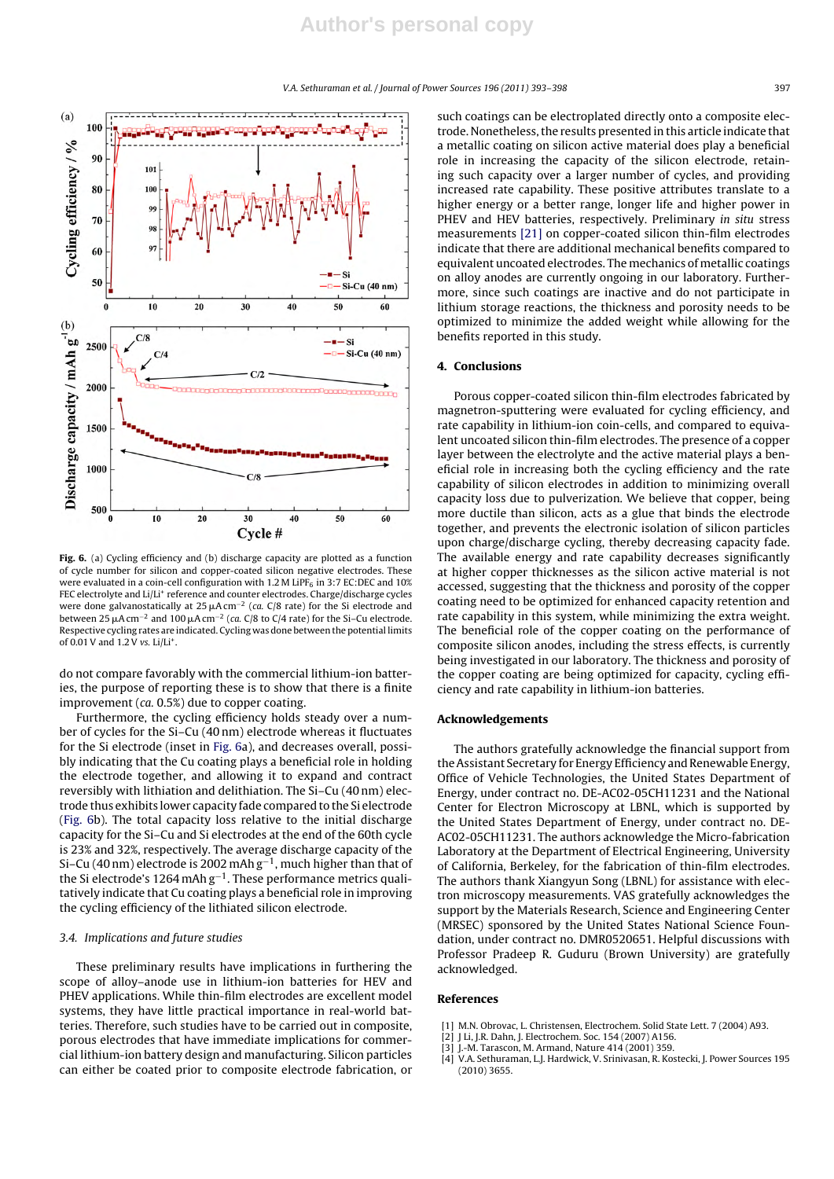**Fig. 6.** (a) Cycling efficiency and (b) discharge capacity are plotted as a function of cycle number for silicon and copper-coated silicon negative electrodes. These were evaluated in a coin-cell configuration with 1.2 M $LiPF_6$ in 3:7 EC:DEC and 10% FEC electrolyte and $Li/Li^+$ reference and counter electrodes. Charge/discharge cycles were done galvanostatically at 25 $\mu A\,cm^{-2}$ (*ca.* C/8 rate) for the Si electrode and between 25 $\mu A\,cm^{-2}$ and 100 $\mu A\,cm^{-2}$ (*ca.* C/8 to C/4 rate) for the Si–Cu electrode. Respective cycling rates are indicated. Cycling was done between the potential limits of 0.01 V and 1.2 V *vs.* $Li/Li^+$.

do not compare favorably with the commercial lithium-ion batteries, the purpose of reporting these is to show that there is a finite improvement (*ca.* 0.5%) due to copper coating.

Furthermore, the cycling efficiency holds steady over a number of cycles for the Si–Cu (40 nm) electrode whereas it fluctuates for the Si electrode (inset in Fig. 6a), and decreases overall, possibly indicating that the Cu coating plays a beneficial role in holding the electrode together, and allowing it to expand and contract reversibly with lithiation and delithiation. The Si–Cu (40 nm) electrode thus exhibits lower capacity fade compared to the Si electrode (Fig. 6b). The total capacity loss relative to the initial discharge capacity for the Si–Cu and Si electrodes at the end of the 60th cycle is 23% and 32%, respectively. The average discharge capacity of the Si–Cu (40 nm) electrode is 2002 $mAh\,g^{-1}$, much higher than that of the Si electrode's 1264 $mAh\,g^{-1}$. These performance metrics qualitatively indicate that Cu coating plays a beneficial role in improving the cycling efficiency of the lithiated silicon electrode.

### 3.4. Implications and future studies

These preliminary results have implications in furthering the scope of alloy–anode use in lithium-ion batteries for HEV and PHEV applications. While thin-film electrodes are excellent model systems, they have little practical importance in real-world batteries. Therefore, such studies have to be carried out in composite, porous electrodes that have immediate implications for commercial lithium-ion battery design and manufacturing. Silicon particles can either be coated prior to composite electrode fabrication, or such coatings can be electroplated directly onto a composite electrode. Nonetheless, the results presented in this article indicate that a metallic coating on silicon active material does play a beneficial role in increasing the capacity of the silicon electrode, retaining such capacity over a larger number of cycles, and providing increased rate capability. These positive attributes translate to a higher energy or a better range, longer life and higher power in PHEV and HEV batteries, respectively. Preliminary *in situ* stress measurements [21] on copper-coated silicon thin-film electrodes indicate that there are additional mechanical benefits compared to equivalent uncoated electrodes. The mechanics of metallic coatings on alloy anodes are currently ongoing in our laboratory. Furthermore, since such coatings are inactive and do not participate in lithium storage reactions, the thickness and porosity needs to be optimized to minimize the added weight while allowing for the benefits reported in this study.

## 4. Conclusions

Porous copper-coated silicon thin-film electrodes fabricated by magnetron-sputtering were evaluated for cycling efficiency, and rate capability in lithium-ion coin-cells, and compared to equivalent uncoated silicon thin-film electrodes. The presence of a copper layer between the electrolyte and the active material plays a beneficial role in increasing both the cycling efficiency and the rate capability of silicon electrodes in addition to minimizing overall capacity loss due to pulverization. We believe that copper, being more ductile than silicon, acts as a glue that binds the electrode together, and prevents the electronic isolation of silicon particles upon charge/discharge cycling, thereby decreasing capacity fade. The available energy and rate capability decreases significantly at higher copper thicknesses as the silicon active material is not accessed, suggesting that the thickness and porosity of the copper coating need to be optimized for enhanced capacity retention and rate capability in this system, while minimizing the extra weight. The beneficial role of the copper coating on the performance of composite silicon anodes, including the stress effects, is currently being investigated in our laboratory. The thickness and porosity of the copper coating are being optimized for capacity, cycling efficiency and rate capability in lithium-ion batteries.

## Acknowledgements

The authors gratefully acknowledge the financial support from the Assistant Secretary for Energy Efficiency and Renewable Energy, Office of Vehicle Technologies, the United States Department of Energy, under contract no. DE-AC02-05CH11231 and the National Center for Electron Microscopy at LBNL, which is supported by the United States Department of Energy, under contract no. DE-AC02-05CH11231. The authors acknowledge the Micro-fabrication Laboratory at the Department of Electrical Engineering, University of California, Berkeley, for the fabrication of thin-film electrodes. The authors thank Xiangyun Song (LBNL) for assistance with electron microscopy measurements. VAS gratefully acknowledges the support by the Materials Research, Science and Engineering Center (MRSEC) sponsored by the United States National Science Foundation, under contract no. DMR0520651. Helpful discussions with Professor Pradeep R. Guduru (Brown University) are gratefully acknowledged.

## References

[1] M.N. Obrovac, L. Christensen, Electrochem. Solid State Lett. 7 (2004) A93.
[2] J Li, J.R. Dahn, J. Electrochem. Soc. 154 (2007) A156.
[3] J.-M. Tarascon, M. Armand, Nature 414 (2001) 359.
[4] V.A. Sethuraman, L.J. Hardwick, V. Srinivasan, R. Kostecki, J. Power Sources 195 (2010) 3655.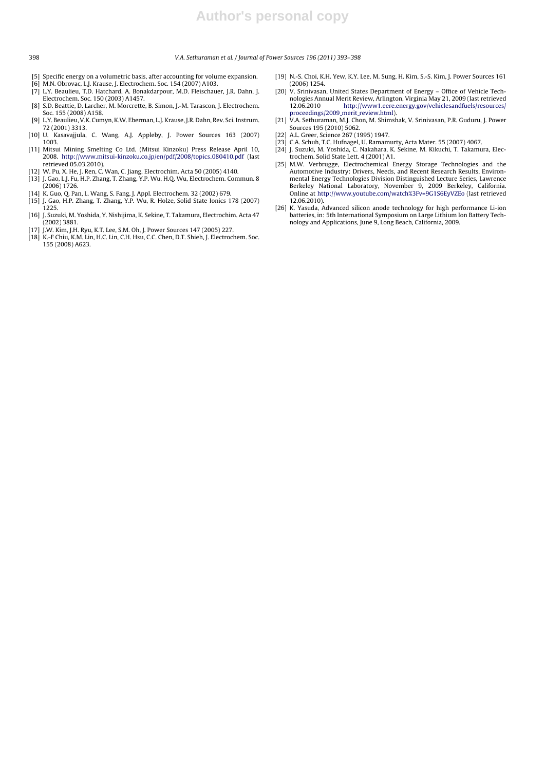[5] Specific energy on a volumetric basis, after accounting for volume expansion.
[6] M.N. Obrovac, L.J. Krause, J. Electrochem. Soc. 154 (2007) A103.
[7] L.Y. Beaulieu, T.D. Hatchard, A. Bonakdarpour, M.D. Fleischauer, J.R. Dahn, J. Electrochem. Soc. 150 (2003) A1457.
[8] S.D. Beattie, D. Larcher, M. Morcrette, B. Simon, J.-M. Tarascon, J. Electrochem. Soc. 155 (2008) A158.
[9] L.Y. Beaulieu, V.K. Cumyn, K.W. Eberman, L.J. Krause, J.R. Dahn, Rev. Sci. Instrum. 72 (2001) 3313.
[10] U. Kasavajjula, C. Wang, A.J. Appleby, J. Power Sources 163 (2007) 1003.
[11] Mitsui Mining Smelting Co Ltd. (Mitsui Kinzoku) Press Release April 10, 2008. http://www.mitsui-kinzoku.co.jp/en/pdf/2008/topics_080410.pdf (last retrieved 05.03.2010).
[12] W. Pu, X. He, J. Ren, C. Wan, C. Jiang, Electrochim. Acta 50 (2005) 4140.
[13] J. Gao, L.J. Fu, H.P. Zhang, T. Zhang, Y.P. Wu, H.Q. Wu, Electrochem. Commun. 8 (2006) 1726.
[14] K. Guo, Q. Pan, L. Wang, S. Fang, J. Appl. Electrochem. 32 (2002) 679.
[15] J. Gao, H.P. Zhang, T. Zhang, Y.P. Wu, R. Holze, Solid State Ionics 178 (2007) 1225.
[16] J. Suzuki, M. Yoshida, Y. Nishijima, K. Sekine, T. Takamura, Electrochim. Acta 47 (2002) 3881.
[17] J.W. Kim, J.H. Ryu, K.T. Lee, S.M. Oh, J. Power Sources 147 (2005) 227.
[18] K.-F Chiu, K.M. Lin, H.C. Lin, C.H. Hsu, C.C. Chen, D.T. Shieh, J. Electrochem. Soc. 155 (2008) A623.
[19] N.-S. Choi, K.H. Yew, K.Y. Lee, M. Sung, H. Kim, S.-S. Kim, J. Power Sources 161 (2006) 1254.
[20] V. Srinivasan, United States Department of Energy – Office of Vehicle Technologies Annual Merit Review, Arlington, Virginia May 21, 2009 (last retrieved 12.06.2010 http://www1.eere.energy.gov/vehiclesandfuels/resources/proceedings/2009_merit_review.html).
[21] V.A. Sethuraman, M.J. Chon, M. Shimshak, V. Srinivasan, P.R. Guduru, J. Power Sources 195 (2010) 5062.
[22] A.L. Greer, Science 267 (1995) 1947.
[23] C.A. Schuh, T.C. Hufnagel, U. Ramamurty, Acta Mater. 55 (2007) 4067.
[24] J. Suzuki, M. Yoshida, C. Nakahara, K. Sekine, M. Kikuchi, T. Takamura, Electrochem. Solid State Lett. 4 (2001) A1.
[25] M.W. Verbrugge, Electrochemical Energy Storage Technologies and the Automotive Industry: Drivers, Needs, and Recent Research Results, Environmental Energy Technologies Division Distinguished Lecture Series, Lawrence Berkeley National Laboratory, November 9, 2009 Berkeley, California. Online at http://www.youtube.com/watch%3Fv=9G1S6EyVZEo (last retrieved 12.06.2010).
[26] K. Yasuda, Advanced silicon anode technology for high performance Li-ion batteries, in: 5th International Symposium on Large Lithium Ion Battery Technology and Applications, June 9, Long Beach, California, 2009.